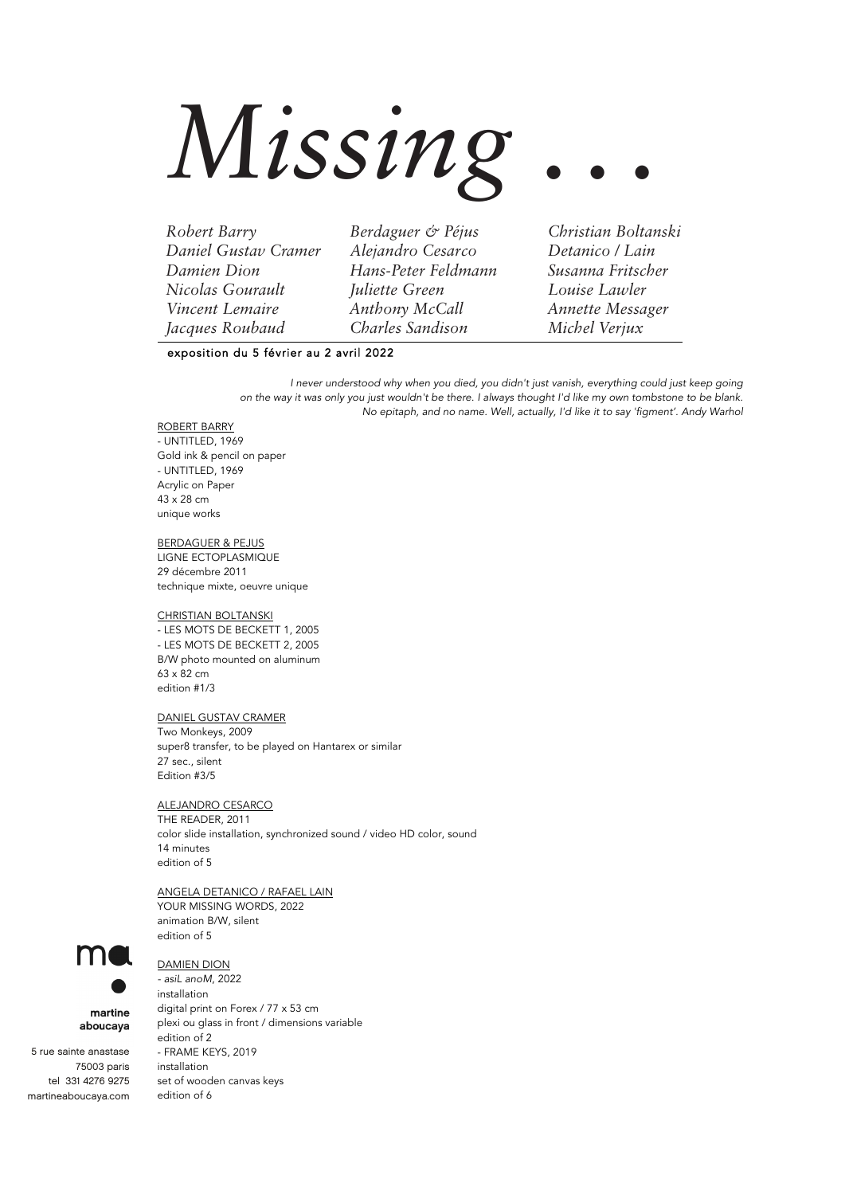# *Missing . . .*

*Robert Barry*
*Daniel Gustav Cramer*
*Damien Dion*
*Nicolas Gourault*
*Vincent Lemaire*
*Jacques Roubaud*
*Berdaguer & Péjus*
*Alejandro Cesarco*
*Hans-Peter Feldmann*
*Juliette Green*
*Anthony McCall*
*Charles Sandison*
*Christian Boltanski*
*Detanico / Lain*
*Susanna Fritscher*
*Louise Lawler*
*Annette Messager*
*Michel Verjux*

exposition du 5 février au 2 avril 2022

*I never understood why when you died, you didn't just vanish, everything could just keep going on the way it was only you just wouldn't be there. I always thought I'd like my own tombstone to be blank. No epitaph, and no name. Well, actually, I'd like it to say 'figment'. Andy Warhol*

ROBERT BARRY
- UNTITLED, 1969
Gold ink & pencil on paper
- UNTITLED, 1969
Acrylic on Paper
43 x 28 cm
unique works

BERDAGUER & PEJUS
LIGNE ECTOPLASMIQUE
29 décembre 2011
technique mixte, oeuvre unique

CHRISTIAN BOLTANSKI
- LES MOTS DE BECKETT 1, 2005
- LES MOTS DE BECKETT 2, 2005
B/W photo mounted on aluminum
63 x 82 cm
edition #1/3

DANIEL GUSTAV CRAMER
Two Monkeys, 2009
super8 transfer, to be played on Hantarex or similar
27 sec., silent
Edition #3/5

ALEJANDRO CESARCO
THE READER, 2011
color slide installation, synchronized sound / video HD color, sound
14 minutes
edition of 5

ANGELA DETANICO / RAFAEL LAIN
YOUR MISSING WORDS, 2022
animation B/W, silent
edition of 5

DAMIEN DION
- *asiL anoM*, 2022
installation
digital print on Forex / 77 x 53 cm
plexi ou glass in front / dimensions variable
edition of 2
- FRAME KEYS, 2019
installation
set of wooden canvas keys
edition of 6

martine aboucaya
5 rue sainte anastase
75003 paris
tel 331 4276 9275
martineaboucaya.com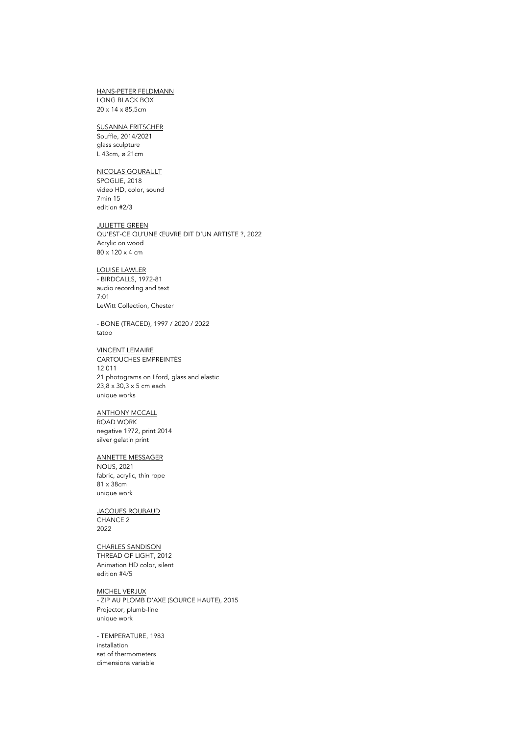<u>HANS-PETER FELDMANN</u>
LONG BLACK BOX
20 x 14 x 85,5cm

<u>SUSANNA FRITSCHER</u>
Souffle, 2014/2021
glass sculpture
L 43cm, ø 21cm

<u>NICOLAS GOURAULT</u>
SPOGLIE, 2018
video HD, color, sound
7min 15
edition #2/3

<u>JULIETTE GREEN</u>
QU'EST-CE QU'UNE ŒUVRE DIT D'UN ARTISTE ?, 2022
Acrylic on wood
80 x 120 x 4 cm

<u>LOUISE LAWLER</u>
- BIRDCALLS, 1972-81
audio recording and text
7:01
LeWitt Collection, Chester

- BONE (TRACED), 1997 / 2020 / 2022
tatoo

<u>VINCENT LEMAIRE</u>
CARTOUCHES EMPREINTÉS
12 011
21 photograms on Ilford, glass and elastic
23,8 x 30,3 x 5 cm each
unique works

<u>ANTHONY MCCALL</u>
ROAD WORK
negative 1972, print 2014
silver gelatin print

<u>ANNETTE MESSAGER</u>
NOUS, 2021
fabric, acrylic, thin rope
81 x 38cm
unique work

<u>JACQUES ROUBAUD</u>
CHANCE 2
2022

<u>CHARLES SANDISON</u>
THREAD OF LIGHT, 2012
Animation HD color, silent
edition #4/5

<u>MICHEL VERJUX</u>
- ZIP AU PLOMB D'AXE (SOURCE HAUTE), 2015
Projector, plumb-line
unique work

- TEMPERATURE, 1983
installation
set of thermometers
dimensions variable